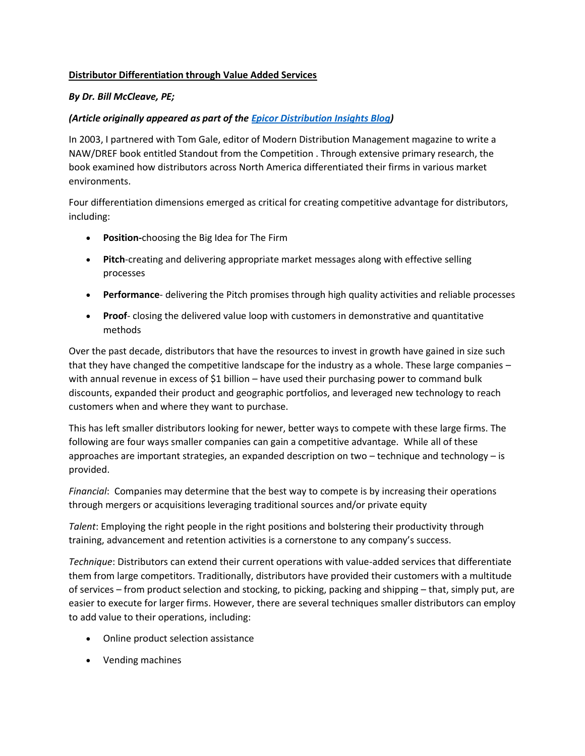**Distributor Differentiation through Value Added Services**

***By Dr. Bill McCleave, PE;***

***(Article originally appeared as part of the [Epicor Distribution Insights Blog](#))***

In 2003, I partnered with Tom Gale, editor of Modern Distribution Management magazine to write a NAW/DREF book entitled Standout from the Competition . Through extensive primary research, the book examined how distributors across North America differentiated their firms in various market environments.

Four differentiation dimensions emerged as critical for creating competitive advantage for distributors, including:

- **Position-**choosing the Big Idea for The Firm
- **Pitch**-creating and delivering appropriate market messages along with effective selling processes
- **Performance**- delivering the Pitch promises through high quality activities and reliable processes
- **Proof**- closing the delivered value loop with customers in demonstrative and quantitative methods

Over the past decade, distributors that have the resources to invest in growth have gained in size such that they have changed the competitive landscape for the industry as a whole. These large companies – with annual revenue in excess of $1 billion – have used their purchasing power to command bulk discounts, expanded their product and geographic portfolios, and leveraged new technology to reach customers when and where they want to purchase.

This has left smaller distributors looking for newer, better ways to compete with these large firms. The following are four ways smaller companies can gain a competitive advantage. While all of these approaches are important strategies, an expanded description on two – technique and technology – is provided.

*Financial*: Companies may determine that the best way to compete is by increasing their operations through mergers or acquisitions leveraging traditional sources and/or private equity

*Talent*: Employing the right people in the right positions and bolstering their productivity through training, advancement and retention activities is a cornerstone to any company's success.

*Technique*: Distributors can extend their current operations with value-added services that differentiate them from large competitors. Traditionally, distributors have provided their customers with a multitude of services – from product selection and stocking, to picking, packing and shipping – that, simply put, are easier to execute for larger firms. However, there are several techniques smaller distributors can employ to add value to their operations, including:

- Online product selection assistance
- Vending machines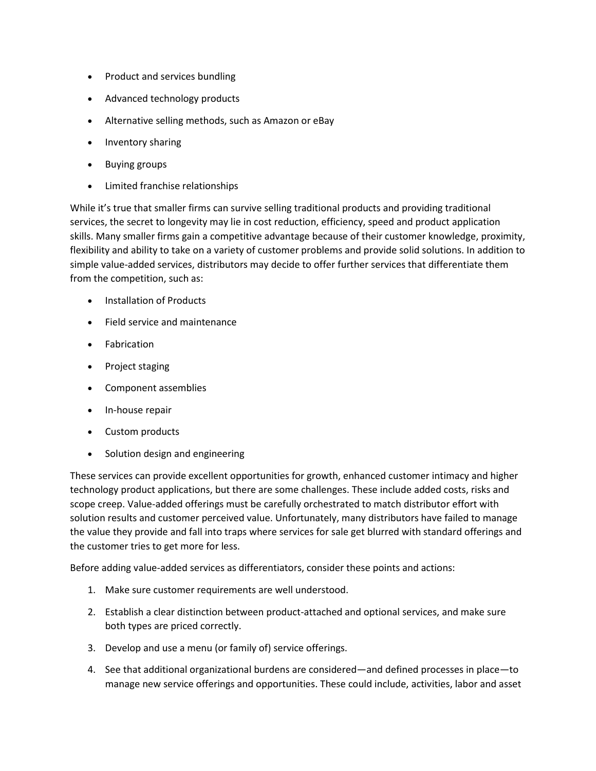- Product and services bundling
- Advanced technology products
- Alternative selling methods, such as Amazon or eBay
- Inventory sharing
- Buying groups
- Limited franchise relationships

While it's true that smaller firms can survive selling traditional products and providing traditional services, the secret to longevity may lie in cost reduction, efficiency, speed and product application skills. Many smaller firms gain a competitive advantage because of their customer knowledge, proximity, flexibility and ability to take on a variety of customer problems and provide solid solutions. In addition to simple value-added services, distributors may decide to offer further services that differentiate them from the competition, such as:

- Installation of Products
- Field service and maintenance
- Fabrication
- Project staging
- Component assemblies
- In-house repair
- Custom products
- Solution design and engineering

These services can provide excellent opportunities for growth, enhanced customer intimacy and higher technology product applications, but there are some challenges. These include added costs, risks and scope creep. Value-added offerings must be carefully orchestrated to match distributor effort with solution results and customer perceived value. Unfortunately, many distributors have failed to manage the value they provide and fall into traps where services for sale get blurred with standard offerings and the customer tries to get more for less.

Before adding value-added services as differentiators, consider these points and actions:

1. Make sure customer requirements are well understood.
2. Establish a clear distinction between product-attached and optional services, and make sure both types are priced correctly.
3. Develop and use a menu (or family of) service offerings.
4. See that additional organizational burdens are considered—and defined processes in place—to manage new service offerings and opportunities. These could include, activities, labor and asset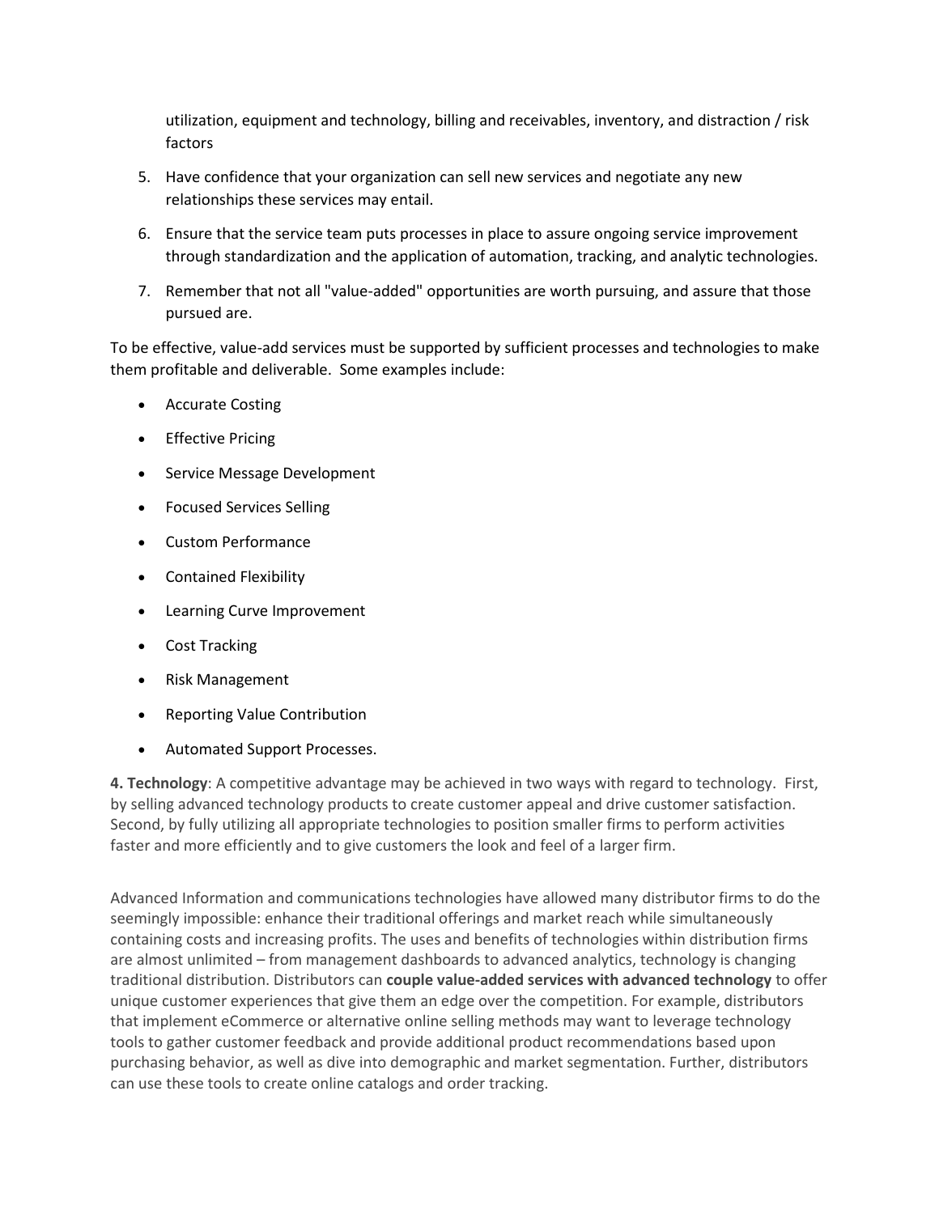utilization, equipment and technology, billing and receivables, inventory, and distraction / risk factors

5. Have confidence that your organization can sell new services and negotiate any new relationships these services may entail.
6. Ensure that the service team puts processes in place to assure ongoing service improvement through standardization and the application of automation, tracking, and analytic technologies.
7. Remember that not all "value-added" opportunities are worth pursuing, and assure that those pursued are.

To be effective, value-add services must be supported by sufficient processes and technologies to make them profitable and deliverable. Some examples include:

- Accurate Costing
- Effective Pricing
- Service Message Development
- Focused Services Selling
- Custom Performance
- Contained Flexibility
- Learning Curve Improvement
- Cost Tracking
- Risk Management
- Reporting Value Contribution
- Automated Support Processes.

**4. Technology**: A competitive advantage may be achieved in two ways with regard to technology. First, by selling advanced technology products to create customer appeal and drive customer satisfaction. Second, by fully utilizing all appropriate technologies to position smaller firms to perform activities faster and more efficiently and to give customers the look and feel of a larger firm.

Advanced Information and communications technologies have allowed many distributor firms to do the seemingly impossible: enhance their traditional offerings and market reach while simultaneously containing costs and increasing profits. The uses and benefits of technologies within distribution firms are almost unlimited – from management dashboards to advanced analytics, technology is changing traditional distribution. Distributors can **couple value-added services with advanced technology** to offer unique customer experiences that give them an edge over the competition. For example, distributors that implement eCommerce or alternative online selling methods may want to leverage technology tools to gather customer feedback and provide additional product recommendations based upon purchasing behavior, as well as dive into demographic and market segmentation. Further, distributors can use these tools to create online catalogs and order tracking.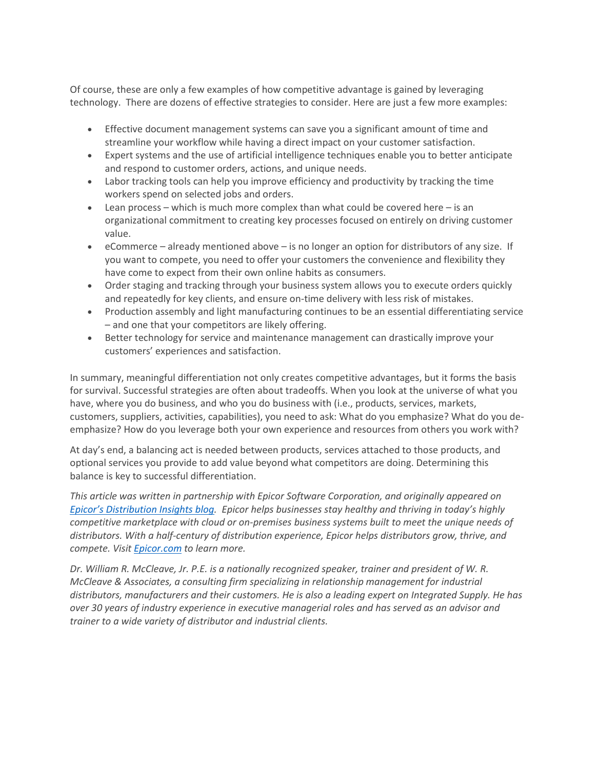Of course, these are only a few examples of how competitive advantage is gained by leveraging technology. There are dozens of effective strategies to consider. Here are just a few more examples:

- Effective document management systems can save you a significant amount of time and streamline your workflow while having a direct impact on your customer satisfaction.
- Expert systems and the use of artificial intelligence techniques enable you to better anticipate and respond to customer orders, actions, and unique needs.
- Labor tracking tools can help you improve efficiency and productivity by tracking the time workers spend on selected jobs and orders.
- Lean process – which is much more complex than what could be covered here – is an organizational commitment to creating key processes focused on entirely on driving customer value.
- eCommerce – already mentioned above – is no longer an option for distributors of any size. If you want to compete, you need to offer your customers the convenience and flexibility they have come to expect from their own online habits as consumers.
- Order staging and tracking through your business system allows you to execute orders quickly and repeatedly for key clients, and ensure on-time delivery with less risk of mistakes.
- Production assembly and light manufacturing continues to be an essential differentiating service – and one that your competitors are likely offering.
- Better technology for service and maintenance management can drastically improve your customers' experiences and satisfaction.

In summary, meaningful differentiation not only creates competitive advantages, but it forms the basis for survival. Successful strategies are often about tradeoffs. When you look at the universe of what you have, where you do business, and who you do business with (i.e., products, services, markets, customers, suppliers, activities, capabilities), you need to ask: What do you emphasize? What do you de-emphasize? How do you leverage both your own experience and resources from others you work with?

At day's end, a balancing act is needed between products, services attached to those products, and optional services you provide to add value beyond what competitors are doing. Determining this balance is key to successful differentiation.

*This article was written in partnership with Epicor Software Corporation, and originally appeared on [Epicor's Distribution Insights blog](). Epicor helps businesses stay healthy and thriving in today's highly competitive marketplace with cloud or on-premises business systems built to meet the unique needs of distributors. With a half-century of distribution experience, Epicor helps distributors grow, thrive, and compete. Visit [Epicor.com]() to learn more.*

*Dr. William R. McCleave, Jr. P.E. is a nationally recognized speaker, trainer and president of W. R. McCleave & Associates, a consulting firm specializing in relationship management for industrial distributors, manufacturers and their customers. He is also a leading expert on Integrated Supply. He has over 30 years of industry experience in executive managerial roles and has served as an advisor and trainer to a wide variety of distributor and industrial clients.*